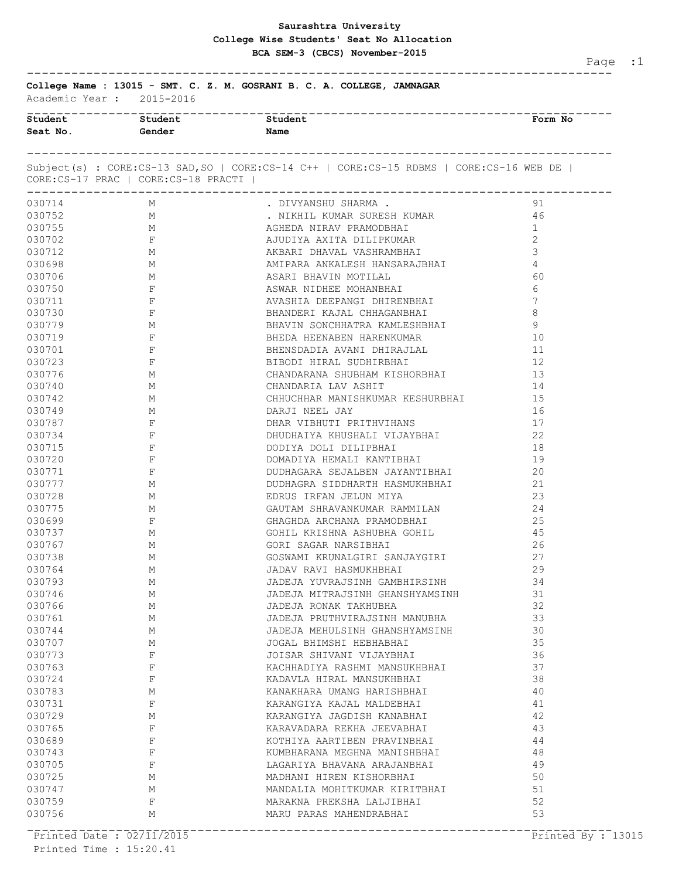# Saurashtra University

## College Wise Students' Seat No Allocation

### BCA SEM-3 (CBCS) November-2015

**College Name : 13015 - SMT. C. Z. M. GOSRANI B. C. A. COLLEGE, JAMNAGAR**

Academic Year : 2015-2016

Subject(s) : CORE:CS-13 SAD,SO | CORE:CS-14 C++ | CORE:CS-15 RDBMS | CORE:CS-16 WEB DE | CORE:CS-17 PRAC | CORE:CS-18 PRACTI |

| Student Seat No. | Student Gender | Student Name | Form No |
|---|---|---|---|
| 030714 | M | . DIVYANSHU SHARMA . | 91 |
| 030752 | M | . NIKHIL KUMAR SURESH KUMAR | 46 |
| 030755 | M | AGHEDA NIRAV PRAMODBHAI | 1 |
| 030702 | F | AJUDIYA AXITA DILIPKUMAR | 2 |
| 030712 | M | AKBARI DHAVAL VASHRAMBHAI | 3 |
| 030698 | M | AMIPARA ANKALESH HANSARAJBHAI | 4 |
| 030706 | M | ASARI BHAVIN MOTILAL | 60 |
| 030750 | F | ASWAR NIDHEE MOHANBHAI | 6 |
| 030711 | F | AVASHIA DEEPANGI DHIRENBHAI | 7 |
| 030730 | F | BHANDERI KAJAL CHHAGANBHAI | 8 |
| 030779 | M | BHAVIN SONCHHATRA KAMLESHBHAI | 9 |
| 030719 | F | BHEDA HEENABEN HARENKUMAR | 10 |
| 030701 | F | BHENSDADIA AVANI DHIRAJLAL | 11 |
| 030723 | F | BIBODI HIRAL SUDHIRBHAI | 12 |
| 030776 | M | CHANDARANA SHUBHAM KISHORBHAI | 13 |
| 030740 | M | CHANDARIA LAV ASHIT | 14 |
| 030742 | M | CHHUCHHAR MANISHKUMAR KESHURBHAI | 15 |
| 030749 | M | DARJI NEEL JAY | 16 |
| 030787 | F | DHAR VIBHUTI PRITHVIHANS | 17 |
| 030734 | F | DHUDHAIYA KHUSHALI VIJAYBHAI | 22 |
| 030715 | F | DODIYA DOLI DILIPBHAI | 18 |
| 030720 | F | DOMADIYA HEMALI KANTIBHAI | 19 |
| 030771 | F | DUDHAGARA SEJALBEN JAYANTIBHAI | 20 |
| 030777 | M | DUDHAGRA SIDDHARTH HASMUKHBHAI | 21 |
| 030728 | M | EDRUS IRFAN JELUN MIYA | 23 |
| 030775 | M | GAUTAM SHRAVANKUMAR RAMMILAN | 24 |
| 030699 | F | GHAGHDA ARCHANA PRAMODBHAI | 25 |
| 030737 | M | GOHIL KRISHNA ASHUBHA GOHIL | 45 |
| 030767 | M | GORI SAGAR NARSIBHAI | 26 |
| 030738 | M | GOSWAMI KRUNALGIRI SANJAYGIRI | 27 |
| 030764 | M | JADAV RAVI HASMUKHBHAI | 29 |
| 030793 | M | JADEJA YUVRAJSINH GAMBHIRSINH | 34 |
| 030746 | M | JADEJA MITRAJSINH GHANSHYAMSINH | 31 |
| 030766 | M | JADEJA RONAK TAKHUBHA | 32 |
| 030761 | M | JADEJA PRUTHVIRAJSINH MANUBHA | 33 |
| 030744 | M | JADEJA MEHULSINH GHANSHYAMSINH | 30 |
| 030707 | M | JOGAL BHIMSHI HEBHABHAI | 35 |
| 030773 | F | JOISAR SHIVANI VIJAYBHAI | 36 |
| 030763 | F | KACHHADIYA RASHMI MANSUKHBHAI | 37 |
| 030724 | F | KADAVLA HIRAL MANSUKHBHAI | 38 |
| 030783 | M | KANAKHARA UMANG HARISHBHAI | 40 |
| 030731 | F | KARANGIYA KAJAL MALDEBHAI | 41 |
| 030729 | M | KARANGIYA JAGDISH KANABHAI | 42 |
| 030765 | F | KARAVADARA REKHA JEEVABHAI | 43 |
| 030689 | F | KOTHIYA AARTIBEN PRAVINBHAI | 44 |
| 030743 | F | KUMBHARANA MEGHNA MANISHBHAI | 48 |
| 030705 | F | LAGARIYA BHAVANA ARAJANBHAI | 49 |
| 030725 | M | MADHANI HIREN KISHORBHAI | 50 |
| 030747 | M | MANDALIA MOHITKUMAR KIRITBHAI | 51 |
| 030759 | F | MARAKNA PREKSHA LALJIBHAI | 52 |
| 030756 | M | MARU PARAS MAHENDRABHAI | 53 |

Printed Date : 02/11/2015
Printed Time : 15:20.41
Printed By : 13015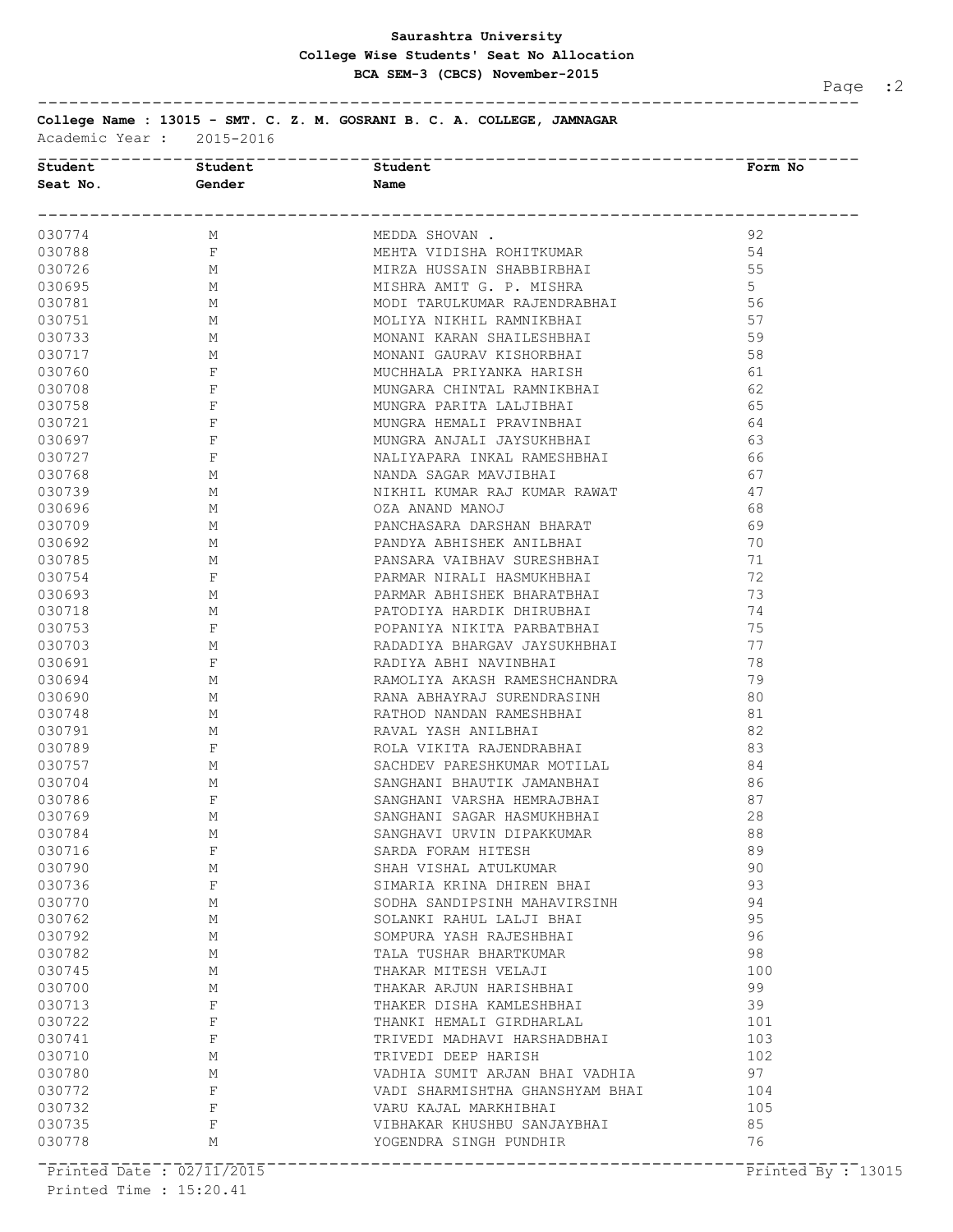**Saurashtra University**
**College Wise Students' Seat No Allocation**
**BCA SEM-3 (CBCS) November-2015**

**College Name : 13015 - SMT. C. Z. M. GOSRANI B. C. A. COLLEGE, JAMNAGAR**

Academic Year : 2015-2016

| Student Seat No. | Student Gender | Student Name | Form No |
|---|---|---|---|
| 030774 | M | MEDDA SHOVAN . | 92 |
| 030788 | F | MEHTA VIDISHA ROHITKUMAR | 54 |
| 030726 | M | MIRZA HUSSAIN SHABBIRBHAI | 55 |
| 030695 | M | MISHRA AMIT G. P. MISHRA | 5 |
| 030781 | M | MODI TARULKUMAR RAJENDRABHAI | 56 |
| 030751 | M | MOLIYA NIKHIL RAMNIKBHAI | 57 |
| 030733 | M | MONANI KARAN SHAILESHBHAI | 59 |
| 030717 | M | MONANI GAURAV KISHORBHAI | 58 |
| 030760 | F | MUCHHALA PRIYANKA HARISH | 61 |
| 030708 | F | MUNGARA CHINTAL RAMNIKBHAI | 62 |
| 030758 | F | MUNGRA PARITA LALJIBHAI | 65 |
| 030721 | F | MUNGRA HEMALI PRAVINBHAI | 64 |
| 030697 | F | MUNGRA ANJALI JAYSUKHBHAI | 63 |
| 030727 | F | NALIYAPARA INKAL RAMESHBHAI | 66 |
| 030768 | M | NANDA SAGAR MAVJIBHAI | 67 |
| 030739 | M | NIKHIL KUMAR RAJ KUMAR RAWAT | 47 |
| 030696 | M | OZA ANAND MANOJ | 68 |
| 030709 | M | PANCHASARA DARSHAN BHARAT | 69 |
| 030692 | M | PANDYA ABHISHEK ANILBHAI | 70 |
| 030785 | M | PANSARA VAIBHAV SURESHBHAI | 71 |
| 030754 | F | PARMAR NIRALI HASMUKHBHAI | 72 |
| 030693 | M | PARMAR ABHISHEK BHARATBHAI | 73 |
| 030718 | M | PATODIYA HARDIK DHIRUBHAI | 74 |
| 030753 | F | POPANIYA NIKITA PARBATBHAI | 75 |
| 030703 | M | RADADIYA BHARGAV JAYSUKHBHAI | 77 |
| 030691 | F | RADIYA ABHI NAVINBHAI | 78 |
| 030694 | M | RAMOLIYA AKASH RAMESHCHANDRA | 79 |
| 030690 | M | RANA ABHAYRAJ SURENDRASINH | 80 |
| 030748 | M | RATHOD NANDAN RAMESHBHAI | 81 |
| 030791 | M | RAVAL YASH ANILBHAI | 82 |
| 030789 | F | ROLA VIKITA RAJENDRABHAI | 83 |
| 030757 | M | SACHDEV PARESHKUMAR MOTILAL | 84 |
| 030704 | M | SANGHANI BHAUTIK JAMANBHAI | 86 |
| 030786 | F | SANGHANI VARSHA HEMRAJBHAI | 87 |
| 030769 | M | SANGHANI SAGAR HASMUKHBHAI | 28 |
| 030784 | M | SANGHAVI URVIN DIPAKKUMAR | 88 |
| 030716 | F | SARDA FORAM HITESH | 89 |
| 030790 | M | SHAH VISHAL ATULKUMAR | 90 |
| 030736 | F | SIMARIA KRINA DHIREN BHAI | 93 |
| 030770 | M | SODHA SANDIPSINH MAHAVIRSINH | 94 |
| 030762 | M | SOLANKI RAHUL LALJI BHAI | 95 |
| 030792 | M | SOMPURA YASH RAJESHBHAI | 96 |
| 030782 | M | TALA TUSHAR BHARTKUMAR | 98 |
| 030745 | M | THAKAR MITESH VELAJI | 100 |
| 030700 | M | THAKAR ARJUN HARISHBHAI | 99 |
| 030713 | F | THAKER DISHA KAMLESHBHAI | 39 |
| 030722 | F | THANKI HEMALI GIRDHARLAL | 101 |
| 030741 | F | TRIVEDI MADHAVI HARSHADBHAI | 103 |
| 030710 | M | TRIVEDI DEEP HARISH | 102 |
| 030780 | M | VADHIA SUMIT ARJAN BHAI VADHIA | 97 |
| 030772 | F | VADI SHARMISHTHA GHANSHYAM BHAI | 104 |
| 030732 | F | VARU KAJAL MARKHIBHAI | 105 |
| 030735 | F | VIBHAKAR KHUSHBU SANJAYBHAI | 85 |
| 030778 | M | YOGENDRA SINGH PUNDHIR | 76 |

Printed Date : 02/11/2015
Printed Time : 15:20.41
Printed By : 13015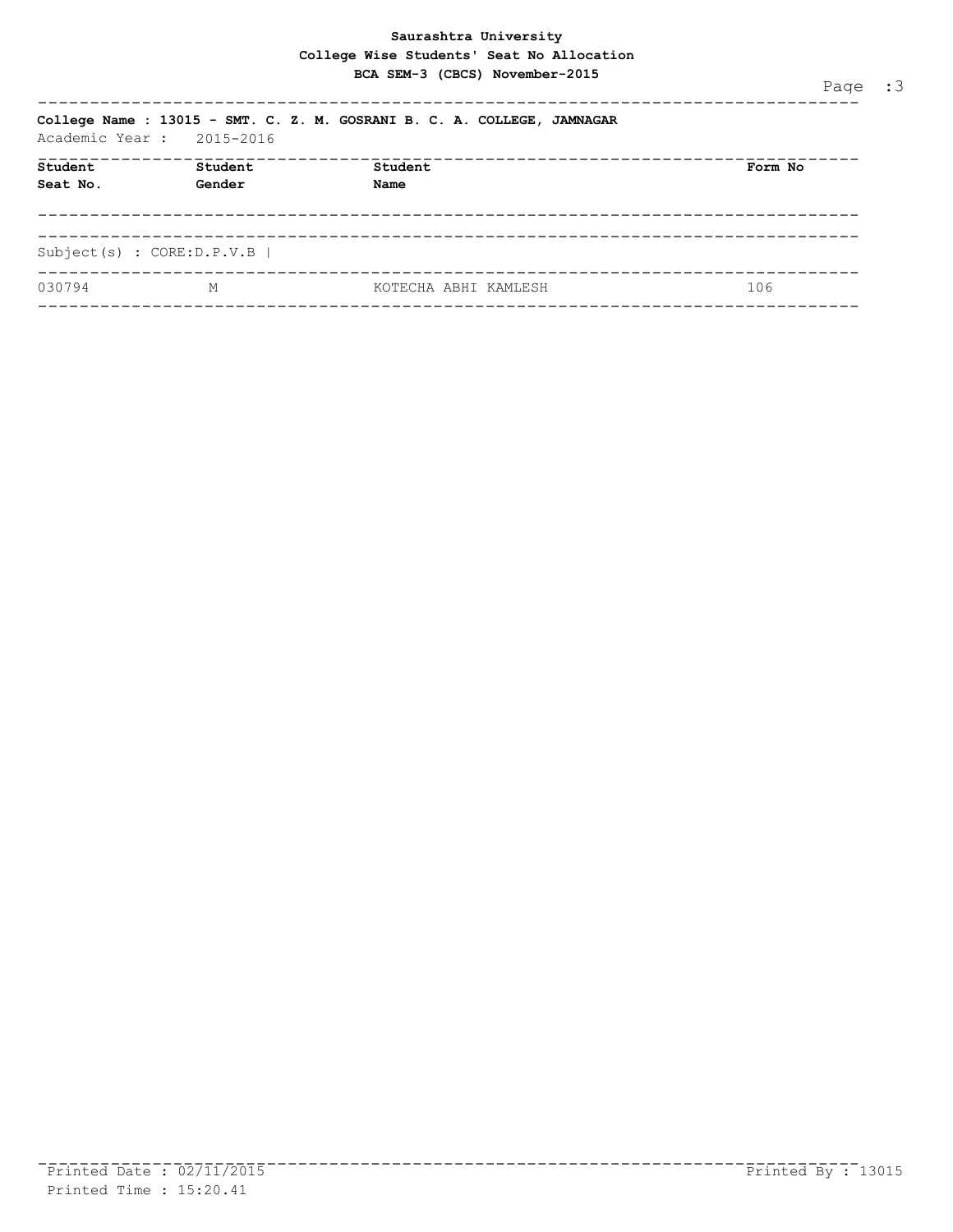**Saurashtra University**
**College Wise Students' Seat No Allocation**
**BCA SEM-3 (CBCS) November-2015**

**College Name : 13015 - SMT. C. Z. M. GOSRANI B. C. A. COLLEGE, JAMNAGAR**

Academic Year : 2015-2016

Subject(s) : CORE:D.P.V.B |

| Student Seat No. | Student Gender | Student Name | Form No |
|---|---|---|---|
| 030794 | M | KOTECHA ABHI KAMLESH | 106 |

Printed Date : 02/11/2015
Printed Time : 15:20.41
Printed By : 13015